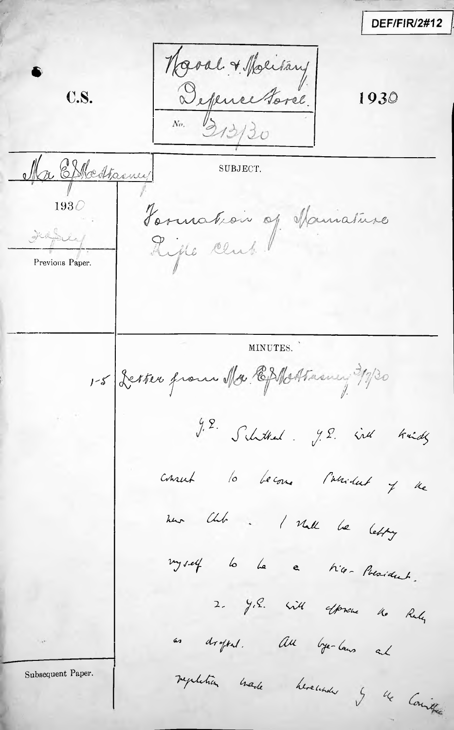DEF/FIR/2#12

C.S.

Naval & Military Defence Force.

No. 313/30

1930

Mr E. McAtasney

1930

Previous Paper.

SUBJECT.

Formation of Miniature Rifle Club.

MINUTES.

1-5 Letter from Mr. E. McAtasney 3/7/30

Y.E. Submitted. Y.E. will kindly consent to become President of the new Club. I shall be happy myself to be a Vice-President.

2. Y.E. will approve the Rules as drafted. All bye-laws and regulations made hereunder by the Committee

Subsequent Paper.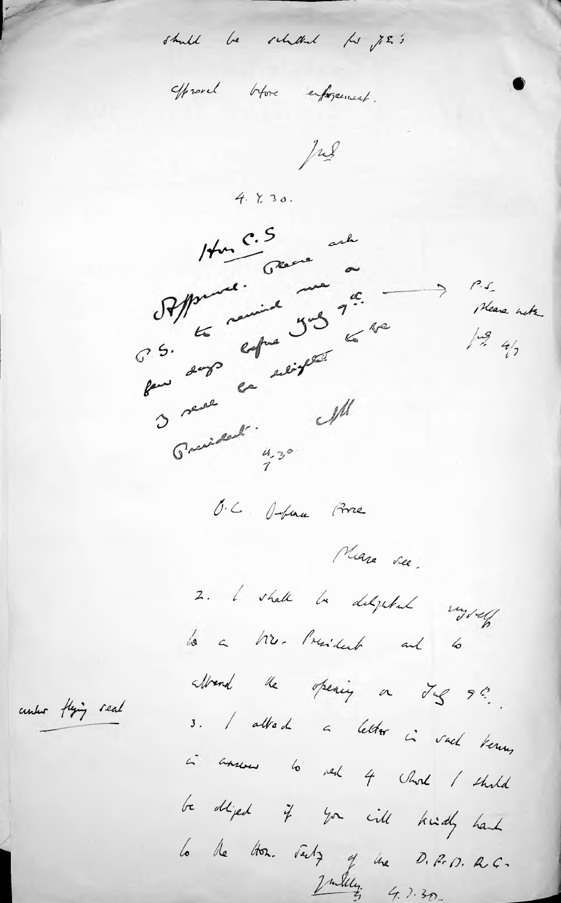should be submitted for H.E.'s

approval before enforcement.

[initials]

4. 7. 30.

Hon. C.S.

Approved. Please ask C.S. to remind me a few days before July 9th. I shall be delighted to be President. [initials]

4.30
7

→ P.S.
Please note
[initials] 4/7

O.C. Defence Force

Please see.

2. I shall be delighted myself to a Vice-President and to attend the opening on July 9th.

3. I attach a letter in such terms in answer to red 4 which I should be obliged if you will kindly hand to the Hon. Secty of the D.R.D. R.C.

under flying seal

[signature] 4.7.30.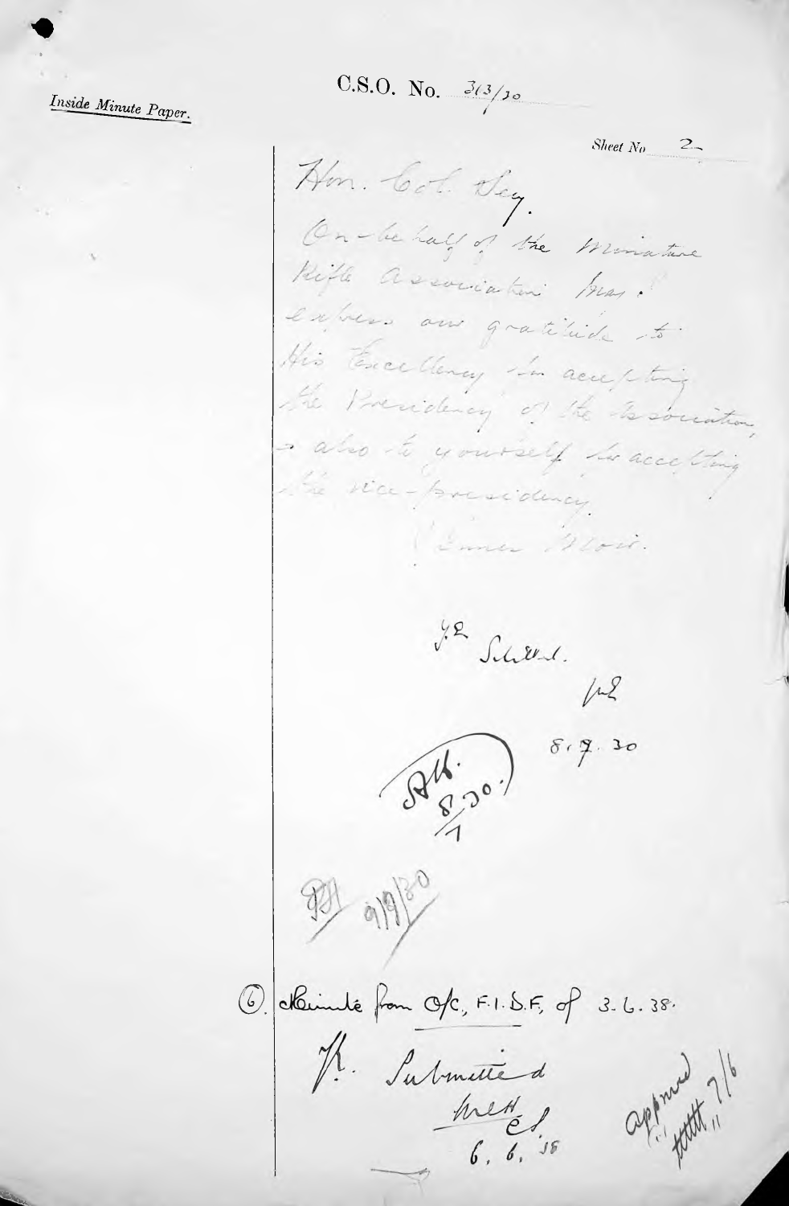*Inside Minute Paper.*

C.S.O. No. 313/30

Sheet No 2

Hon. Col. Secy.

On behalf of the Miniature Rifle Association, may I express our gratitude to His Excellency for accepting the Presidency of the Association, & also to yourself for accepting the Vice-Presidency.

James Moir.

Y.E. Submitted.

[initials] 8.7.30

[initials] 8/7/30

[initials] 9/7/30

(6). Minute from O/C, F.I.D.F, of 3.6.38.

H.E. Submitted

[initials] C.S. 6.6.38

approved [initials] 7/6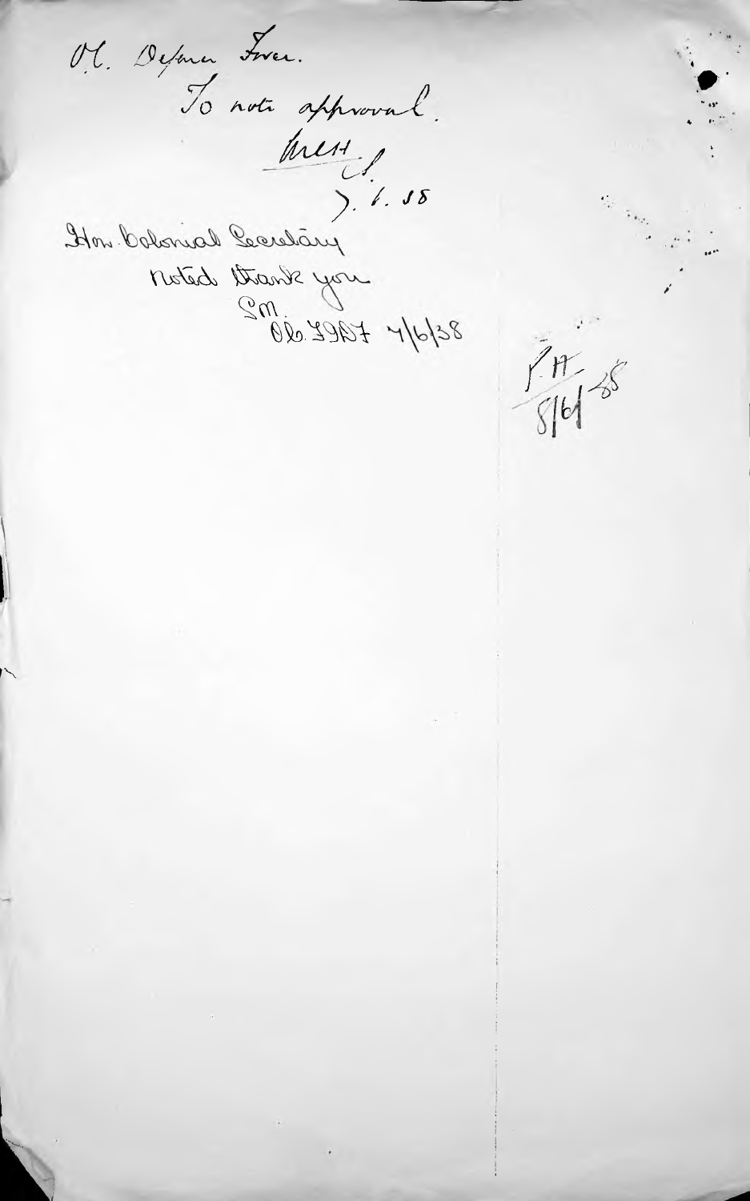O.C. Defence Force.

To note approval.

M.E.H. [?]

7.6.38

Hon. Colonial Secretary

Noted thank you

S.M.

O.C. F.D.F. 7/6/38

P.H.

8/6/38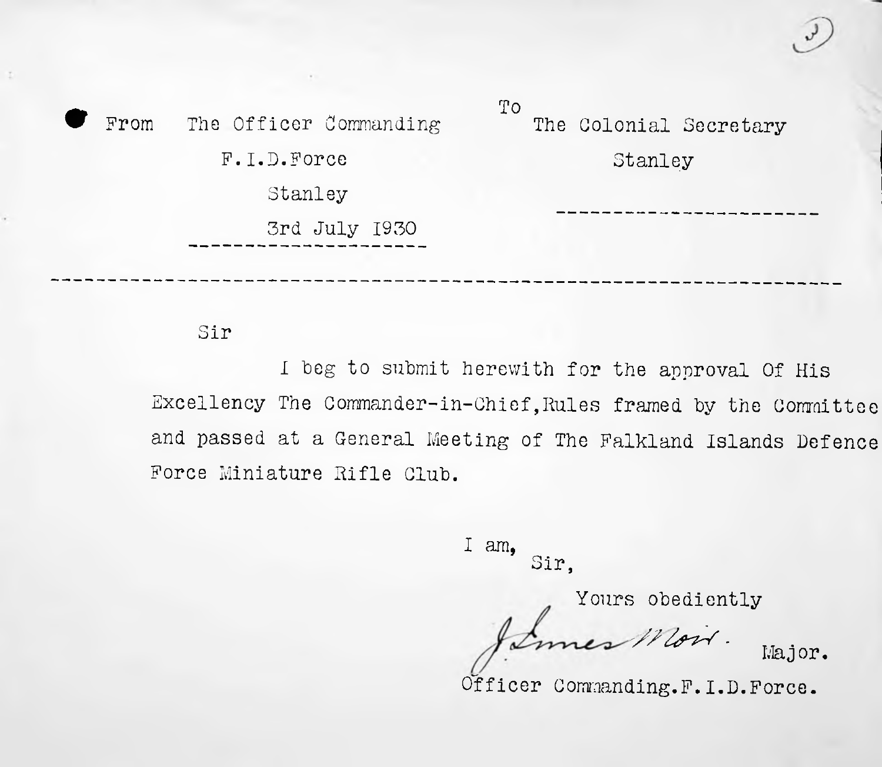From The Officer Commanding  
F.I.D.Force  
Stanley  
3rd July 1930

To The Colonial Secretary  
Stanley

---

Sir

I beg to submit herewith for the approval Of His Excellency The Commander-in-Chief,Rules framed by the Committee and passed at a General Meeting of The Falkland Islands Defence Force Miniature Rifle Club.

I am,  
Sir,

Yours obediently

J. Innes Moir. Major.  
Officer Commanding.F.I.D.Force.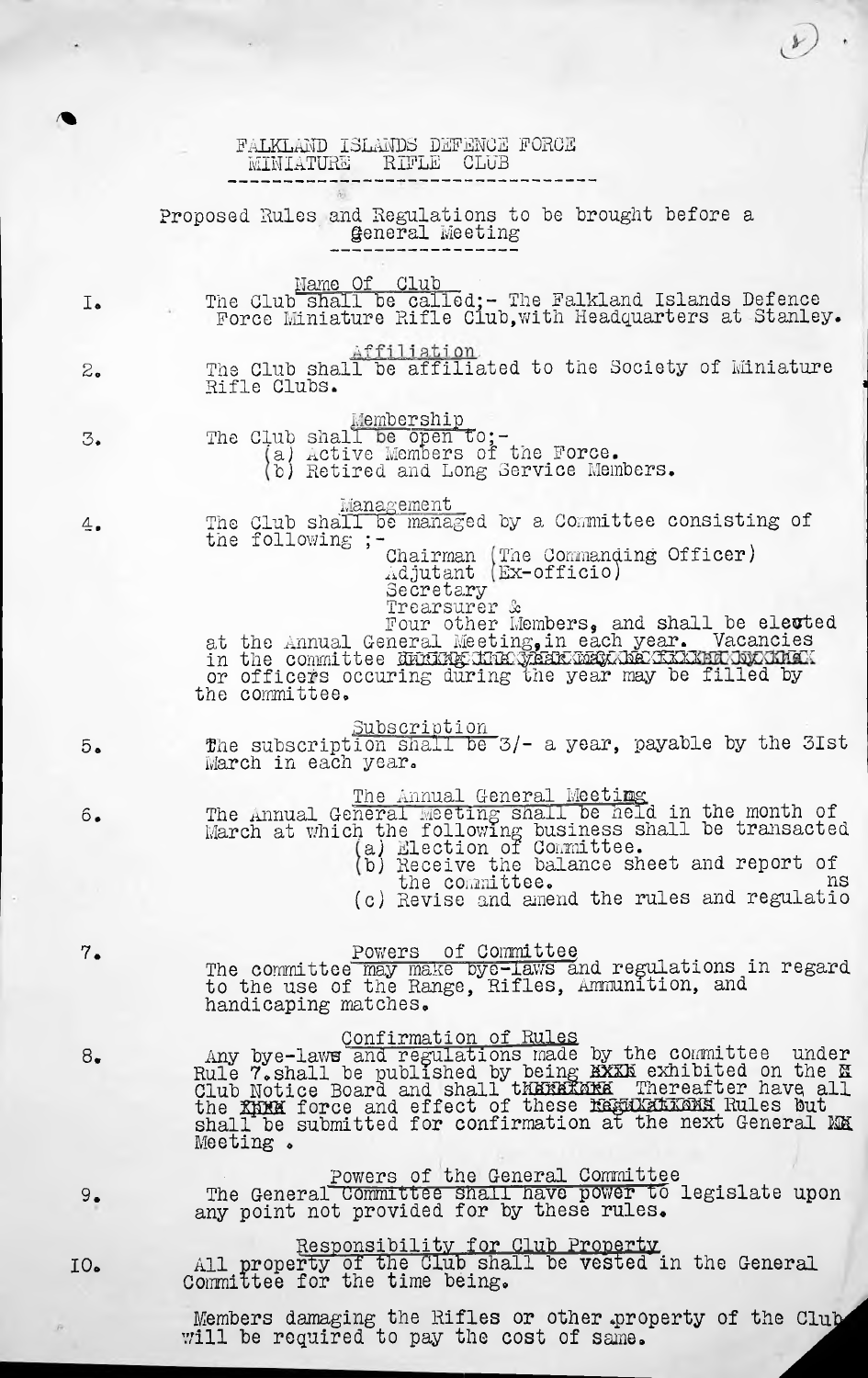# FALKLAND ISLANDS DEFENCE FORCE
# MINIATURE RIFLE CLUB

Proposed Rules and Regulations to be brought before a General Meeting

**Name Of Club**

I. The Club shall be called;- The Falkland Islands Defence Force Miniature Rifle Club, with Headquarters at Stanley.

**Affiliation**

2. The Club shall be affiliated to the Society of Miniature Rifle Clubs.

**Membership**

3. The Club shall be open to;-
   (a) Active Members of the Force.
   (b) Retired and Long Service Members.

**Management**

4. The Club shall be managed by a Committee consisting of the following ;-
   Chairman (The Commanding Officer)
   Adjutant (Ex-officio)
   Secretary
   Trearsurer &
   Four other Members, and shall be elected at the Annual General Meeting, in each year. Vacancies in the committee XXXXXXXXXXXXXXXXXXXXXXXXXXXXXXX or officers occuring during the year may be filled by the committee.

**Subscription**

5. The subscription shall be 3/- a year, payable by the 31st March in each year.

**The Annual General Meeting**

6. The Annual General Meeting shall be held in the month of March at which the following business shall be transacted
   (a) Election of Committee.
   (b) Receive the balance sheet and report of the committee.
   (c) Revise and amend the rules and regulations

**Powers of Committee**

7. The committee may make bye-laws and regulations in regard to the use of the Range, Rifles, Ammunition, and handicaping matches.

**Confirmation of Rules**

8. Any bye-laws and regulations made by the committee under Rule 7. shall be published by being XXXX exhibited on the X Club Notice Board and shall tXXXXXXX Thereafter have all the XXXX force and effect of these XXXXXXXXXX Rules but shall be submitted for confirmation at the next General XX Meeting .

**Powers of the General Committee**

9. The General Committee shall have power to legislate upon any point not provided for by these rules.

**Responsibility for Club Property**

IO. All property of the Club shall be vested in the General Committee for the time being.

Members damaging the Rifles or other property of the Club will be required to pay the cost of same.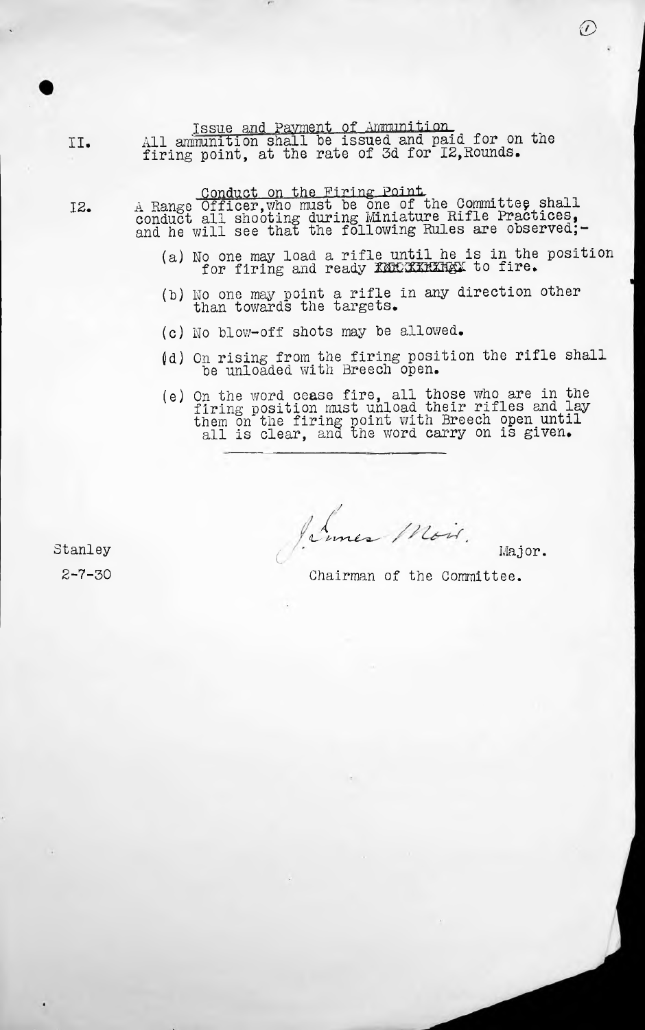II. **Issue and Payment of Ammunition.**

All ammunition shall be issued and paid for on the firing point, at the rate of 3d for I2,Rounds.

I2. **Conduct on the Firing Point.**

A Range Officer,who must be one of the Committee, shall conduct all shooting during Miniature Rifle Practices, and he will see that the following Rules are observed;-

(a) No one may load a rifle until he is in the position for firing and ready XXXXXXXXX to fire.

(b) No one may point a rifle in any direction other than towards the targets.

(c) No blow-off shots may be allowed.

(d) On rising from the firing position the rifle shall be unloaded with Breech open.

(e) On the word cease fire, all those who are in the firing position must unload their rifles and lay them on the firing point with Breech open until all is clear, and the word carry on is given.

---

Stanley

2-7-30

J. Innes Moir. Major.

Chairman of the Committee.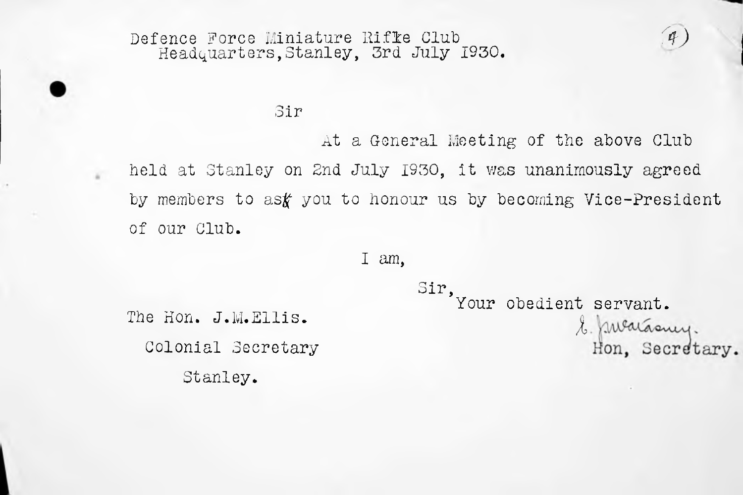Defence Force Miniature Rifle Club
Headquarters, Stanley, 3rd July 1930.

(4)

Sir

At a General Meeting of the above Club held at Stanley on 2nd July 1930, it was unanimously agreed by members to ask you to honour us by becoming Vice-President of our Club.

I am,

Sir,
Your obedient servant.

L. McCarthy.
Hon, Secretary.

The Hon. J.M.Ellis.
Colonial Secretary
Stanley.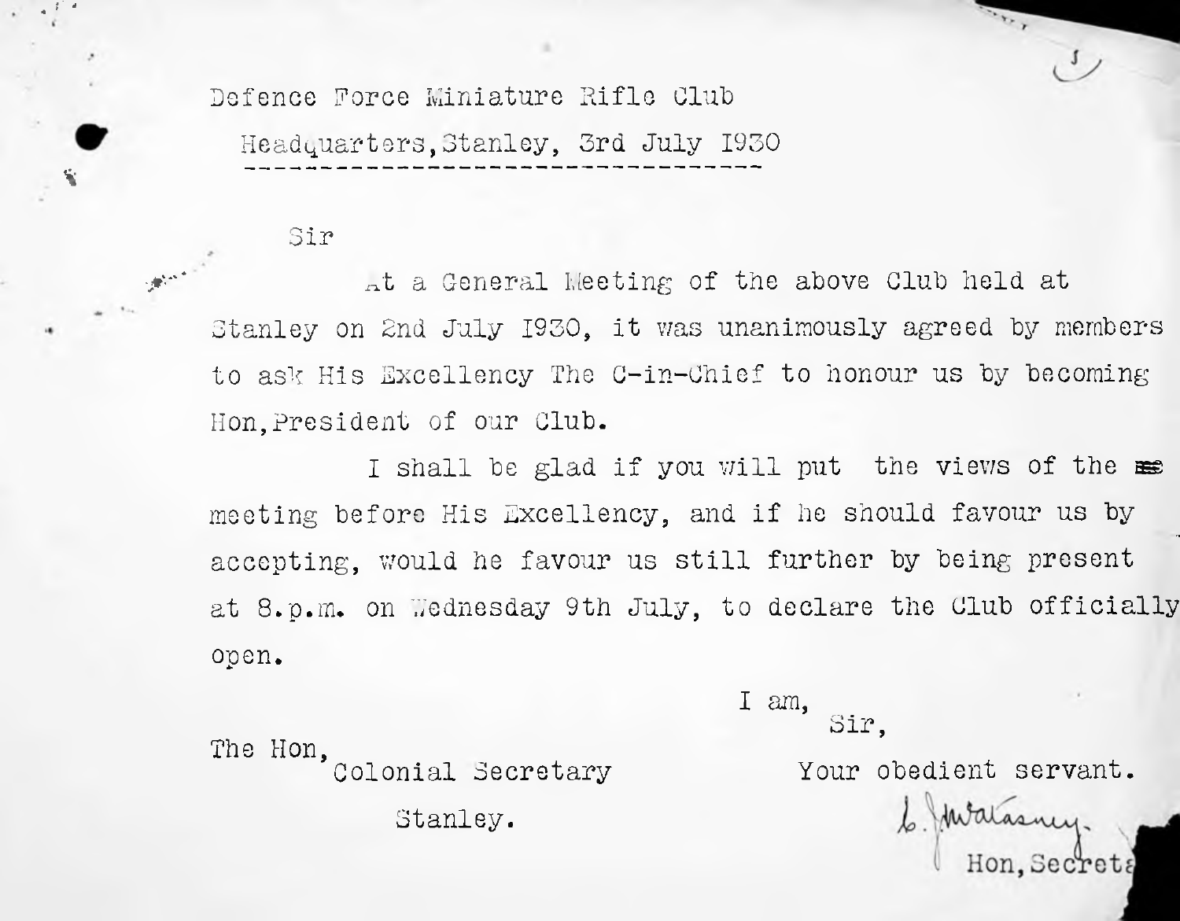Defence Force Miniature Rifle Club

Headquarters, Stanley, 3rd July 1930

Sir

At a General Meeting of the above Club held at Stanley on 2nd July 1930, it was unanimously agreed by members to ask His Excellency The C-in-Chief to honour us by becoming Hon, President of our Club.

I shall be glad if you will put the views of the meeting before His Excellency, and if he should favour us by accepting, would he favour us still further by being present at 8.p.m. on Wednesday 9th July, to declare the Club officially open.

I am,
Sir,
Your obedient servant.

L. J. Watasney
Hon, Secreta

The Hon,
Colonial Secretary
Stanley.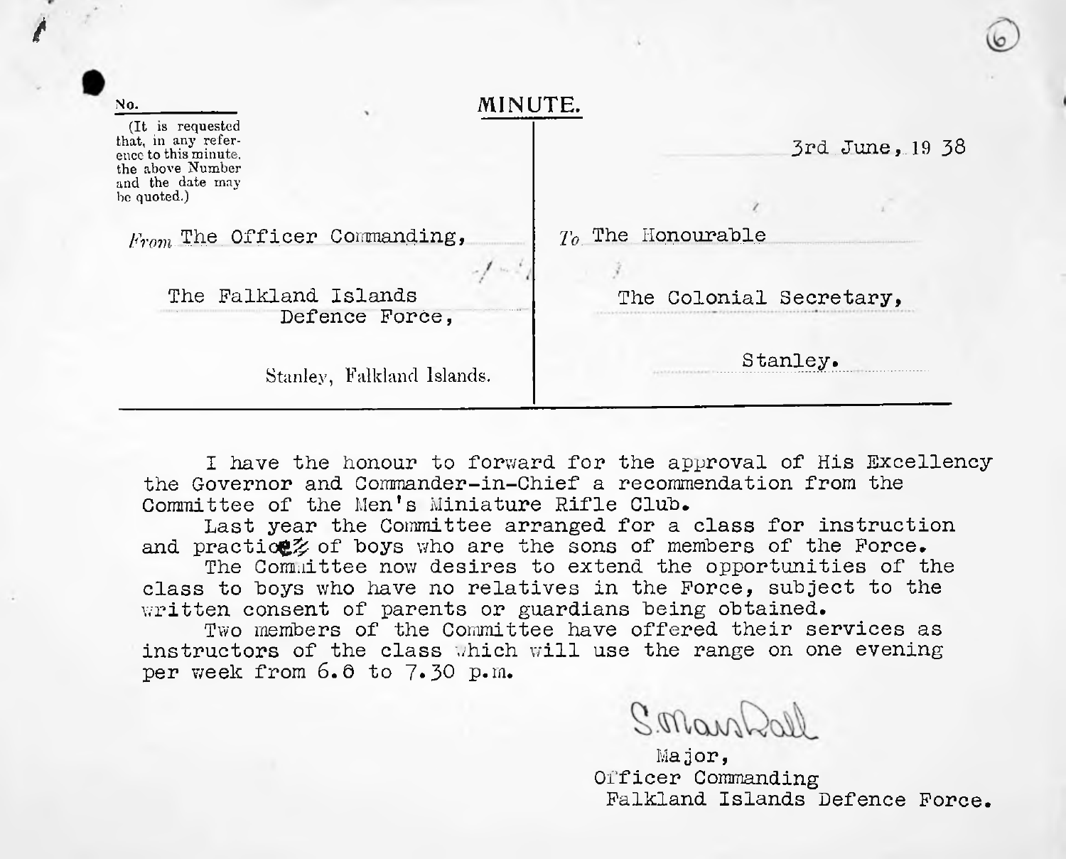No. \_\_\_\_\_\_\_

(It is requested that, in any reference to this minute, the above Number and the date may be quoted.)

# MINUTE.

3rd June, 1938

*From* The Officer Commanding,

The Falkland Islands Defence Force,

Stanley, Falkland Islands.

*To* The Honourable

The Colonial Secretary,

Stanley.

I have the honour to forward for the approval of His Excellency the Governor and Commander-in-Chief a recommendation from the Committee of the Men's Miniature Rifle Club.

Last year the Committee arranged for a class for instruction and practice of boys who are the sons of members of the Force.

The Committee now desires to extend the opportunities of the class to boys who have no relatives in the Force, subject to the written consent of parents or guardians being obtained.

Two members of the Committee have offered their services as instructors of the class which will use the range on one evening per week from 6.0 to 7.30 p.m.

S. Marshall

Major,
Officer Commanding
Falkland Islands Defence Force.